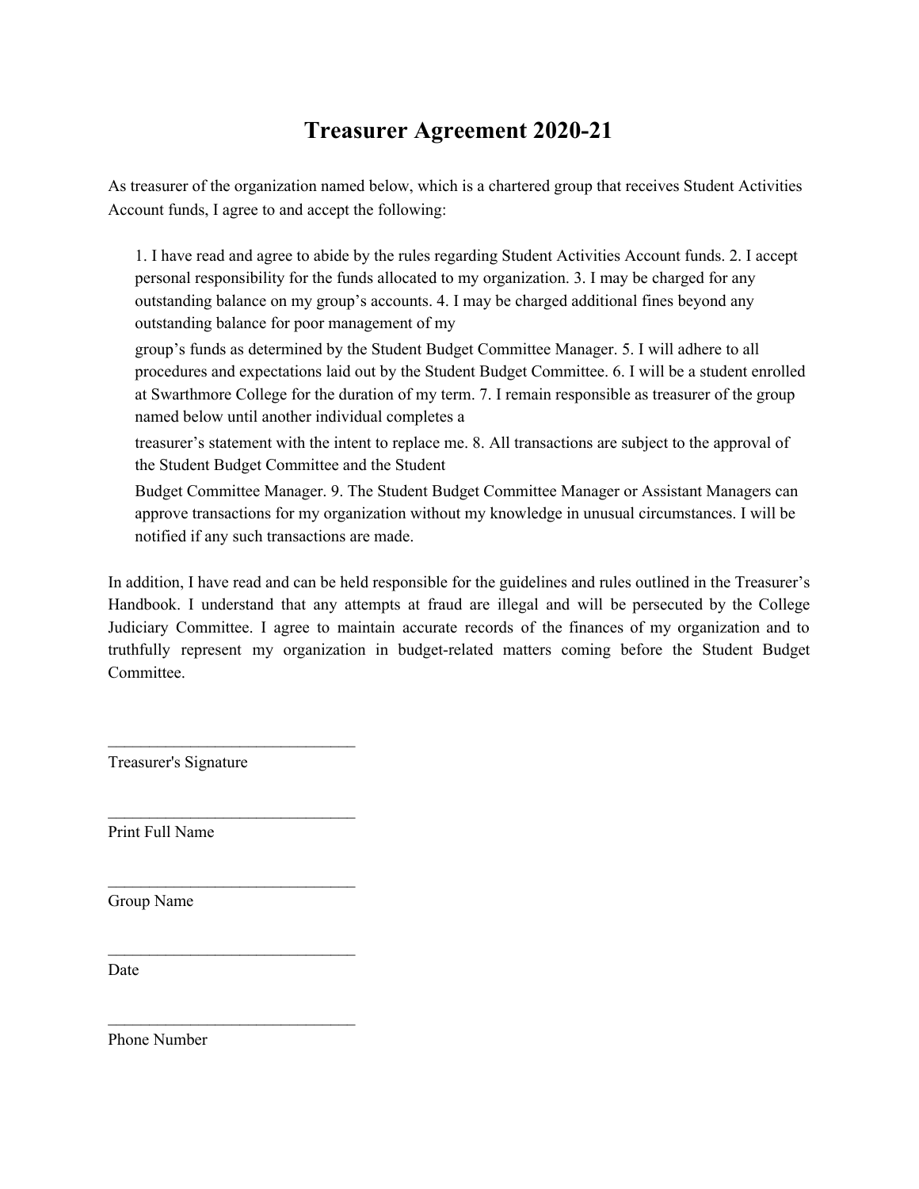# Treasurer Agreement 2020-21

As treasurer of the organization named below, which is a chartered group that receives Student Activities Account funds, I agree to and accept the following:

1. I have read and agree to abide by the rules regarding Student Activities Account funds. 2. I accept personal responsibility for the funds allocated to my organization. 3. I may be charged for any outstanding balance on my group's accounts. 4. I may be charged additional fines beyond any outstanding balance for poor management of my group's funds as determined by the Student Budget Committee Manager. 5. I will adhere to all procedures and expectations laid out by the Student Budget Committee. 6. I will be a student enrolled at Swarthmore College for the duration of my term. 7. I remain responsible as treasurer of the group named below until another individual completes a treasurer's statement with the intent to replace me. 8. All transactions are subject to the approval of the Student Budget Committee and the Student Budget Committee Manager. 9. The Student Budget Committee Manager or Assistant Managers can approve transactions for my organization without my knowledge in unusual circumstances. I will be notified if any such transactions are made.

In addition, I have read and can be held responsible for the guidelines and rules outlined in the Treasurer's Handbook. I understand that any attempts at fraud are illegal and will be persecuted by the College Judiciary Committee. I agree to maintain accurate records of the finances of my organization and to truthfully represent my organization in budget-related matters coming before the Student Budget Committee.

______________________________
Treasurer's Signature

______________________________
Print Full Name

______________________________
Group Name

______________________________
Date

______________________________
Phone Number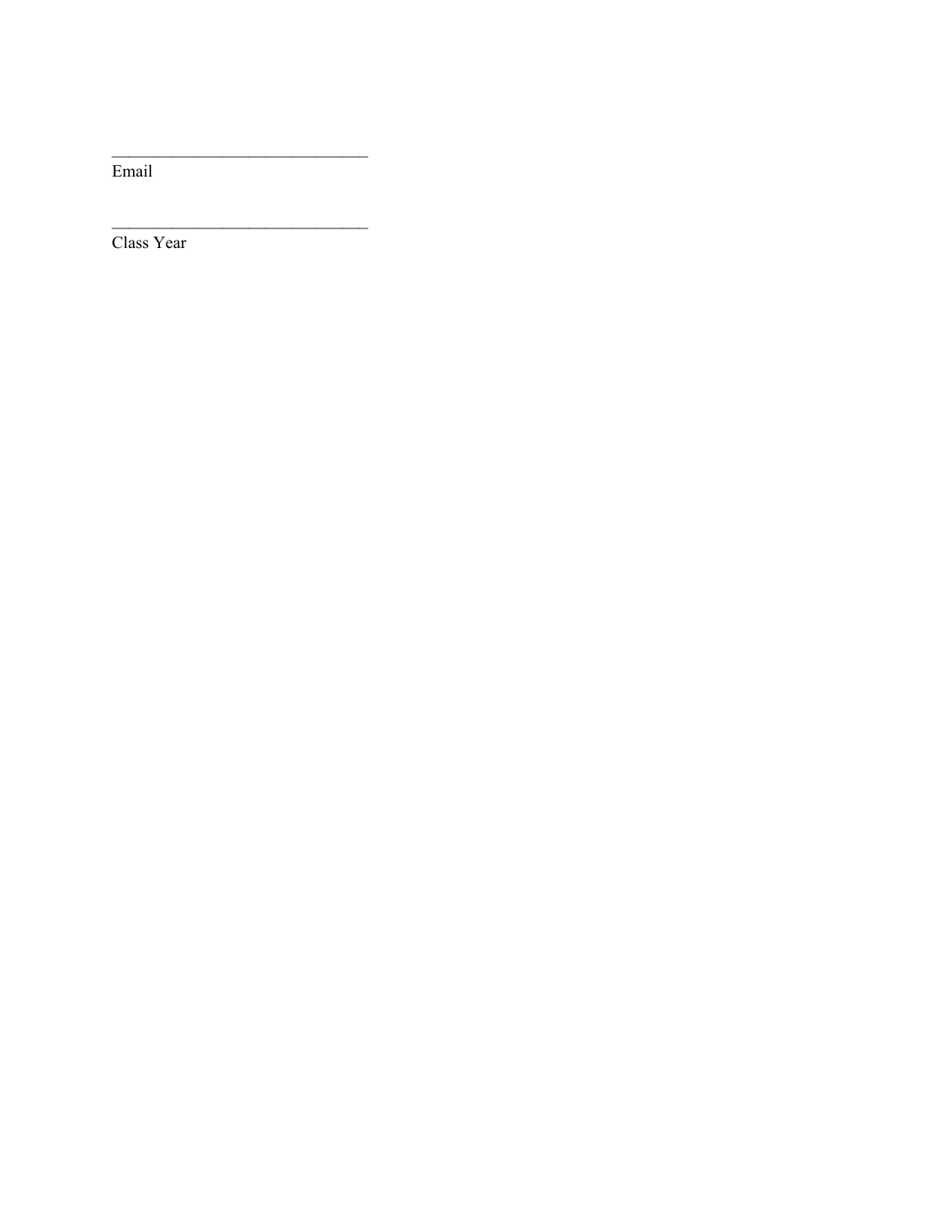______________________________
Email

______________________________
Class Year